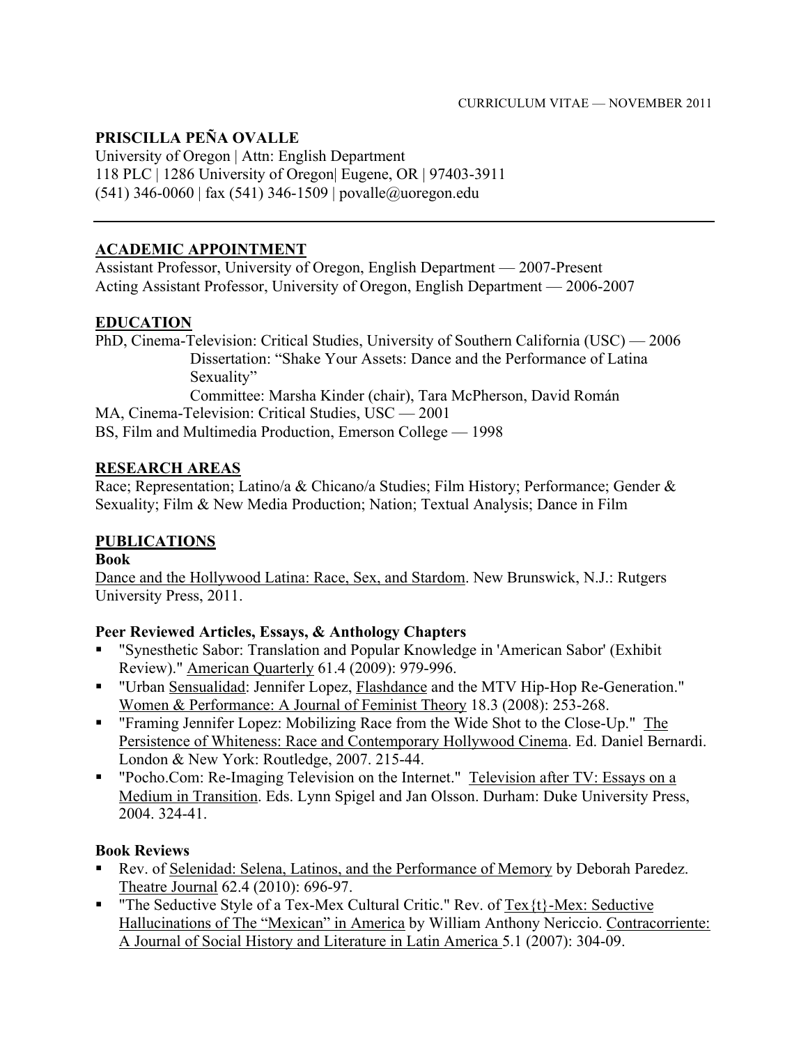CURRICULUM VITAE — NOVEMBER 2011

**PRISCILLA PEÑA OVALLE**
University of Oregon | Attn: English Department
118 PLC | 1286 University of Oregon| Eugene, OR | 97403-3911
(541) 346-0060 | fax (541) 346-1509 | povalle@uoregon.edu

---

## ACADEMIC APPOINTMENT

Assistant Professor, University of Oregon, English Department — 2007-Present
Acting Assistant Professor, University of Oregon, English Department — 2006-2007

## EDUCATION

PhD, Cinema-Television: Critical Studies, University of Southern California (USC) — 2006
Dissertation: "Shake Your Assets: Dance and the Performance of Latina Sexuality"
Committee: Marsha Kinder (chair), Tara McPherson, David Román
MA, Cinema-Television: Critical Studies, USC — 2001
BS, Film and Multimedia Production, Emerson College — 1998

## RESEARCH AREAS

Race; Representation; Latino/a & Chicano/a Studies; Film History; Performance; Gender & Sexuality; Film & New Media Production; Nation; Textual Analysis; Dance in Film

## PUBLICATIONS

### Book

Dance and the Hollywood Latina: Race, Sex, and Stardom. New Brunswick, N.J.: Rutgers University Press, 2011.

### Peer Reviewed Articles, Essays, & Anthology Chapters

- "Synesthetic Sabor: Translation and Popular Knowledge in 'American Sabor' (Exhibit Review)." American Quarterly 61.4 (2009): 979-996.
- "Urban Sensualidad: Jennifer Lopez, Flashdance and the MTV Hip-Hop Re-Generation." Women & Performance: A Journal of Feminist Theory 18.3 (2008): 253-268.
- "Framing Jennifer Lopez: Mobilizing Race from the Wide Shot to the Close-Up." The Persistence of Whiteness: Race and Contemporary Hollywood Cinema. Ed. Daniel Bernardi. London & New York: Routledge, 2007. 215-44.
- "Pocho.Com: Re-Imaging Television on the Internet." Television after TV: Essays on a Medium in Transition. Eds. Lynn Spigel and Jan Olsson. Durham: Duke University Press, 2004. 324-41.

### Book Reviews

- Rev. of Selenidad: Selena, Latinos, and the Performance of Memory by Deborah Paredez. Theatre Journal 62.4 (2010): 696-97.
- "The Seductive Style of a Tex-Mex Cultural Critic." Rev. of Tex{t}-Mex: Seductive Hallucinations of The "Mexican" in America by William Anthony Nericcio. Contracorriente: A Journal of Social History and Literature in Latin America 5.1 (2007): 304-09.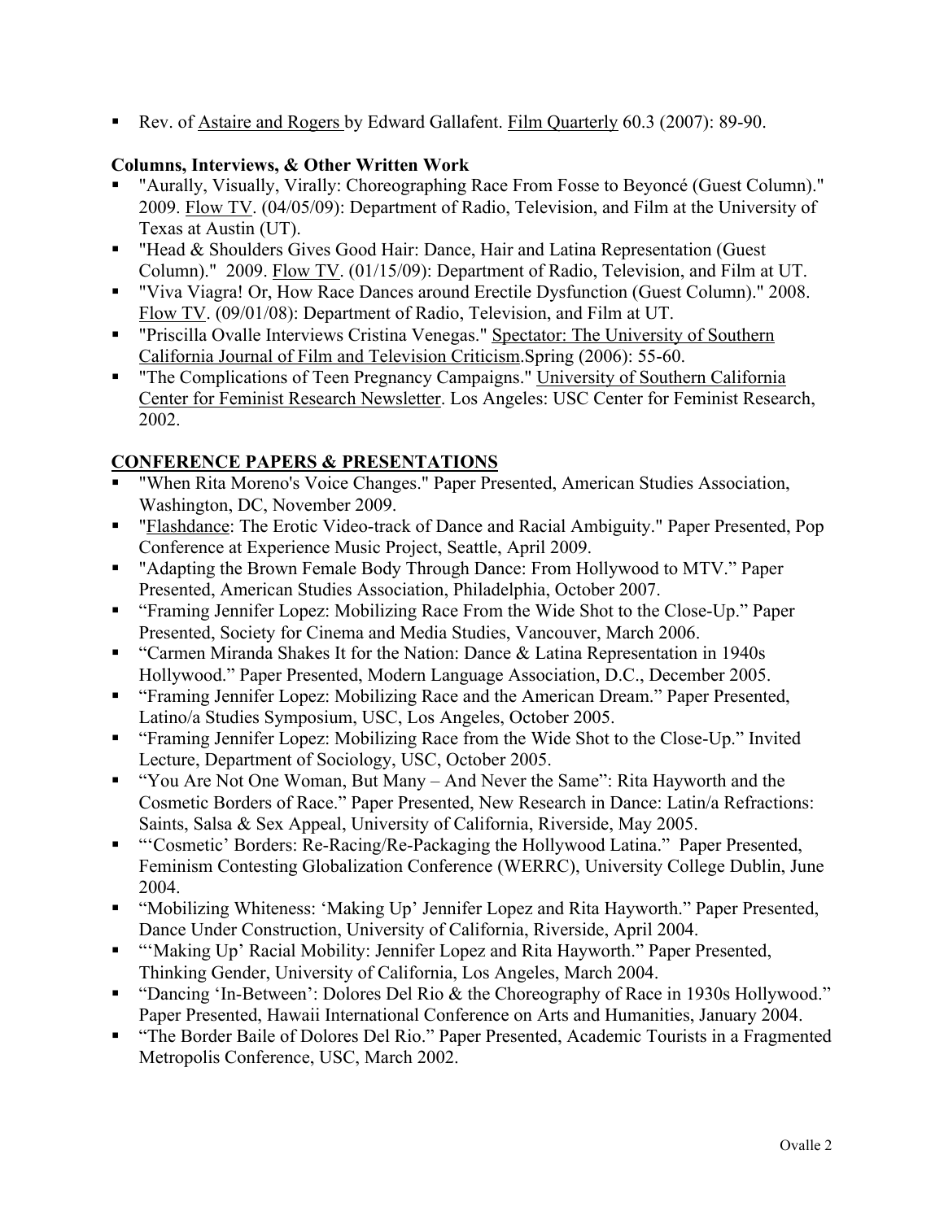- Rev. of Astaire and Rogers by Edward Gallafent. Film Quarterly 60.3 (2007): 89-90.

**Columns, Interviews, & Other Written Work**

- "Aurally, Visually, Virally: Choreographing Race From Fosse to Beyoncé (Guest Column)." 2009. Flow TV. (04/05/09): Department of Radio, Television, and Film at the University of Texas at Austin (UT).
- "Head & Shoulders Gives Good Hair: Dance, Hair and Latina Representation (Guest Column)." 2009. Flow TV. (01/15/09): Department of Radio, Television, and Film at UT.
- "Viva Viagra! Or, How Race Dances around Erectile Dysfunction (Guest Column)." 2008. Flow TV. (09/01/08): Department of Radio, Television, and Film at UT.
- "Priscilla Ovalle Interviews Cristina Venegas." Spectator: The University of Southern California Journal of Film and Television Criticism.Spring (2006): 55-60.
- "The Complications of Teen Pregnancy Campaigns." University of Southern California Center for Feminist Research Newsletter. Los Angeles: USC Center for Feminist Research, 2002.

## CONFERENCE PAPERS & PRESENTATIONS

- "When Rita Moreno's Voice Changes." Paper Presented, American Studies Association, Washington, DC, November 2009.
- "Flashdance: The Erotic Video-track of Dance and Racial Ambiguity." Paper Presented, Pop Conference at Experience Music Project, Seattle, April 2009.
- "Adapting the Brown Female Body Through Dance: From Hollywood to MTV." Paper Presented, American Studies Association, Philadelphia, October 2007.
- "Framing Jennifer Lopez: Mobilizing Race From the Wide Shot to the Close-Up." Paper Presented, Society for Cinema and Media Studies, Vancouver, March 2006.
- "Carmen Miranda Shakes It for the Nation: Dance & Latina Representation in 1940s Hollywood." Paper Presented, Modern Language Association, D.C., December 2005.
- "Framing Jennifer Lopez: Mobilizing Race and the American Dream." Paper Presented, Latino/a Studies Symposium, USC, Los Angeles, October 2005.
- "Framing Jennifer Lopez: Mobilizing Race from the Wide Shot to the Close-Up." Invited Lecture, Department of Sociology, USC, October 2005.
- "You Are Not One Woman, But Many – And Never the Same": Rita Hayworth and the Cosmetic Borders of Race." Paper Presented, New Research in Dance: Latin/a Refractions: Saints, Salsa & Sex Appeal, University of California, Riverside, May 2005.
- "'Cosmetic' Borders: Re-Racing/Re-Packaging the Hollywood Latina." Paper Presented, Feminism Contesting Globalization Conference (WERRC), University College Dublin, June 2004.
- "Mobilizing Whiteness: 'Making Up' Jennifer Lopez and Rita Hayworth." Paper Presented, Dance Under Construction, University of California, Riverside, April 2004.
- "'Making Up' Racial Mobility: Jennifer Lopez and Rita Hayworth." Paper Presented, Thinking Gender, University of California, Los Angeles, March 2004.
- "Dancing 'In-Between': Dolores Del Rio & the Choreography of Race in 1930s Hollywood." Paper Presented, Hawaii International Conference on Arts and Humanities, January 2004.
- "The Border Baile of Dolores Del Rio." Paper Presented, Academic Tourists in a Fragmented Metropolis Conference, USC, March 2002.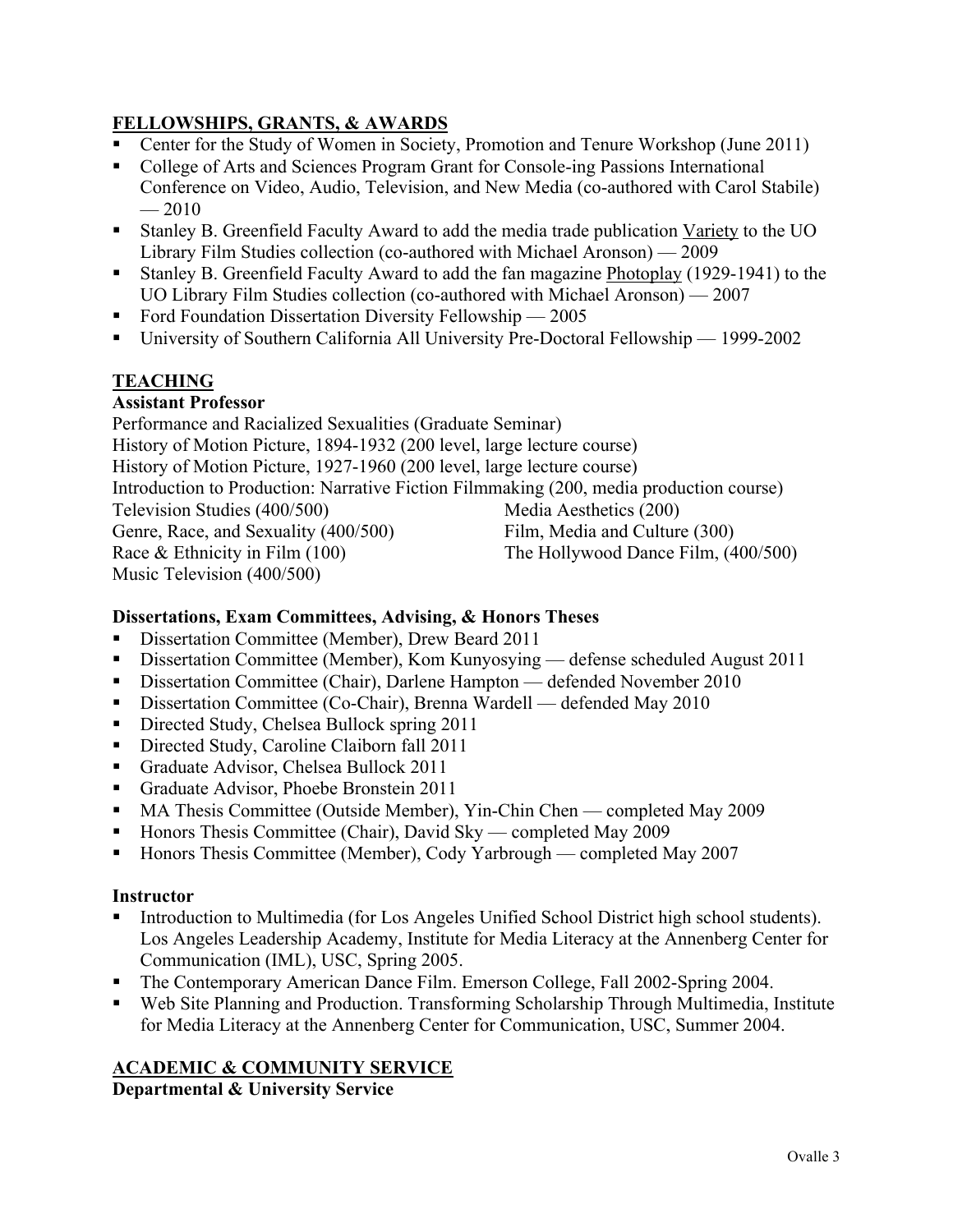## FELLOWSHIPS, GRANTS, & AWARDS

- Center for the Study of Women in Society, Promotion and Tenure Workshop (June 2011)
- College of Arts and Sciences Program Grant for Console-ing Passions International Conference on Video, Audio, Television, and New Media (co-authored with Carol Stabile) — 2010
- Stanley B. Greenfield Faculty Award to add the media trade publication Variety to the UO Library Film Studies collection (co-authored with Michael Aronson) — 2009
- Stanley B. Greenfield Faculty Award to add the fan magazine Photoplay (1929-1941) to the UO Library Film Studies collection (co-authored with Michael Aronson) — 2007
- Ford Foundation Dissertation Diversity Fellowship — 2005
- University of Southern California All University Pre-Doctoral Fellowship — 1999-2002

## TEACHING

### Assistant Professor

Performance and Racialized Sexualities (Graduate Seminar)
History of Motion Picture, 1894-1932 (200 level, large lecture course)
History of Motion Picture, 1927-1960 (200 level, large lecture course)
Introduction to Production: Narrative Fiction Filmmaking (200, media production course)
Television Studies (400/500)
Genre, Race, and Sexuality (400/500)
Race & Ethnicity in Film (100)
Music Television (400/500)
Media Aesthetics (200)
Film, Media and Culture (300)
The Hollywood Dance Film, (400/500)

### Dissertations, Exam Committees, Advising, & Honors Theses

- Dissertation Committee (Member), Drew Beard 2011
- Dissertation Committee (Member), Kom Kunyosying — defense scheduled August 2011
- Dissertation Committee (Chair), Darlene Hampton — defended November 2010
- Dissertation Committee (Co-Chair), Brenna Wardell — defended May 2010
- Directed Study, Chelsea Bullock spring 2011
- Directed Study, Caroline Claiborn fall 2011
- Graduate Advisor, Chelsea Bullock 2011
- Graduate Advisor, Phoebe Bronstein 2011
- MA Thesis Committee (Outside Member), Yin-Chin Chen — completed May 2009
- Honors Thesis Committee (Chair), David Sky — completed May 2009
- Honors Thesis Committee (Member), Cody Yarbrough — completed May 2007

### Instructor

- Introduction to Multimedia (for Los Angeles Unified School District high school students). Los Angeles Leadership Academy, Institute for Media Literacy at the Annenberg Center for Communication (IML), USC, Spring 2005.
- The Contemporary American Dance Film. Emerson College, Fall 2002-Spring 2004.
- Web Site Planning and Production. Transforming Scholarship Through Multimedia, Institute for Media Literacy at the Annenberg Center for Communication, USC, Summer 2004.

## ACADEMIC & COMMUNITY SERVICE

### Departmental & University Service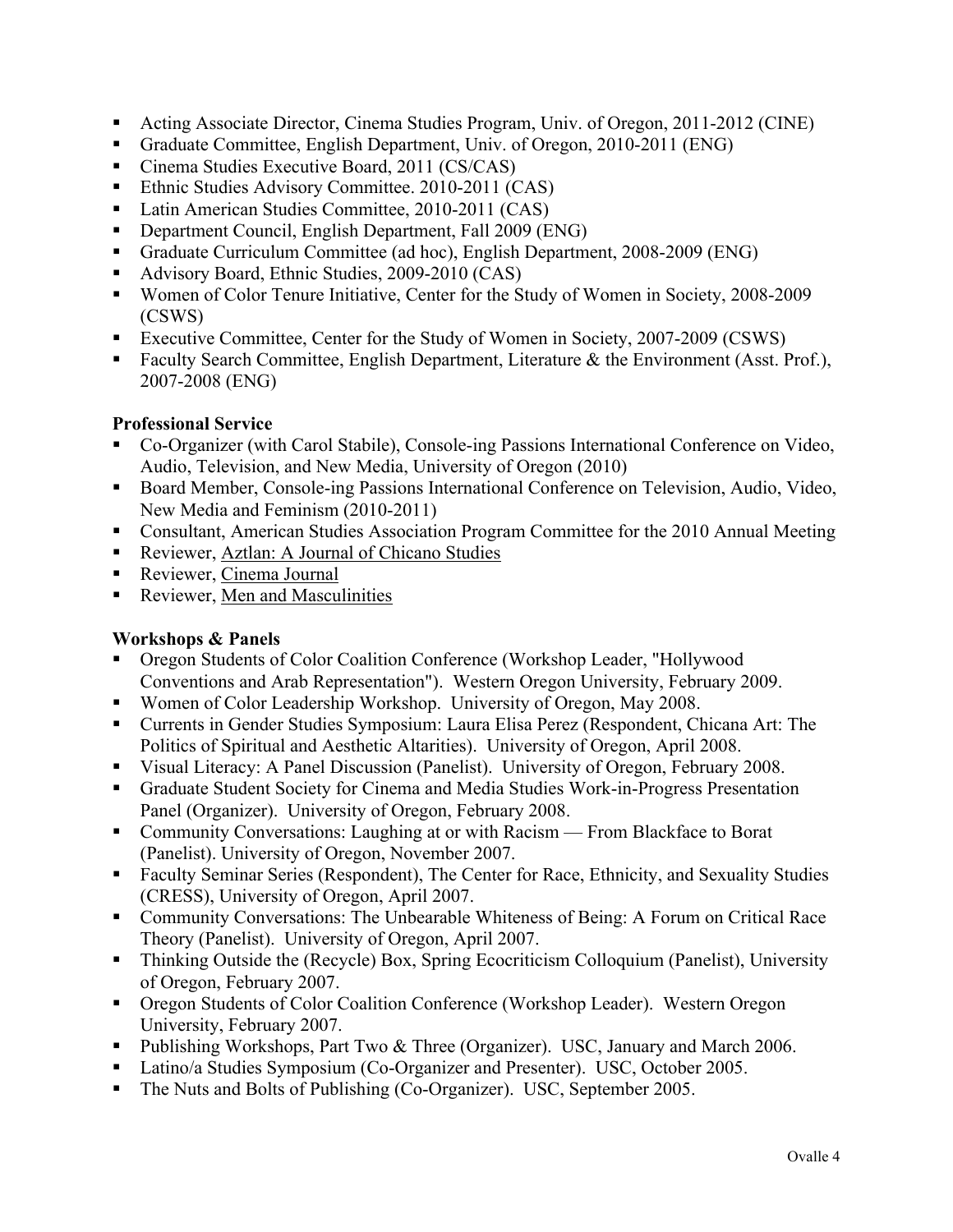- Acting Associate Director, Cinema Studies Program, Univ. of Oregon, 2011-2012 (CINE)
- Graduate Committee, English Department, Univ. of Oregon, 2010-2011 (ENG)
- Cinema Studies Executive Board, 2011 (CS/CAS)
- Ethnic Studies Advisory Committee. 2010-2011 (CAS)
- Latin American Studies Committee, 2010-2011 (CAS)
- Department Council, English Department, Fall 2009 (ENG)
- Graduate Curriculum Committee (ad hoc), English Department, 2008-2009 (ENG)
- Advisory Board, Ethnic Studies, 2009-2010 (CAS)
- Women of Color Tenure Initiative, Center for the Study of Women in Society, 2008-2009 (CSWS)
- Executive Committee, Center for the Study of Women in Society, 2007-2009 (CSWS)
- Faculty Search Committee, English Department, Literature & the Environment (Asst. Prof.), 2007-2008 (ENG)

**Professional Service**

- Co-Organizer (with Carol Stabile), Console-ing Passions International Conference on Video, Audio, Television, and New Media, University of Oregon (2010)
- Board Member, Console-ing Passions International Conference on Television, Audio, Video, New Media and Feminism (2010-2011)
- Consultant, American Studies Association Program Committee for the 2010 Annual Meeting
- Reviewer, <u>Aztlan: A Journal of Chicano Studies</u>
- Reviewer, <u>Cinema Journal</u>
- Reviewer, <u>Men and Masculinities</u>

**Workshops & Panels**

- Oregon Students of Color Coalition Conference (Workshop Leader, "Hollywood Conventions and Arab Representation"). Western Oregon University, February 2009.
- Women of Color Leadership Workshop. University of Oregon, May 2008.
- Currents in Gender Studies Symposium: Laura Elisa Perez (Respondent, Chicana Art: The Politics of Spiritual and Aesthetic Altarities). University of Oregon, April 2008.
- Visual Literacy: A Panel Discussion (Panelist). University of Oregon, February 2008.
- Graduate Student Society for Cinema and Media Studies Work-in-Progress Presentation Panel (Organizer). University of Oregon, February 2008.
- Community Conversations: Laughing at or with Racism — From Blackface to Borat (Panelist). University of Oregon, November 2007.
- Faculty Seminar Series (Respondent), The Center for Race, Ethnicity, and Sexuality Studies (CRESS), University of Oregon, April 2007.
- Community Conversations: The Unbearable Whiteness of Being: A Forum on Critical Race Theory (Panelist). University of Oregon, April 2007.
- Thinking Outside the (Recycle) Box, Spring Ecocriticism Colloquium (Panelist), University of Oregon, February 2007.
- Oregon Students of Color Coalition Conference (Workshop Leader). Western Oregon University, February 2007.
- Publishing Workshops, Part Two & Three (Organizer). USC, January and March 2006.
- Latino/a Studies Symposium (Co-Organizer and Presenter). USC, October 2005.
- The Nuts and Bolts of Publishing (Co-Organizer). USC, September 2005.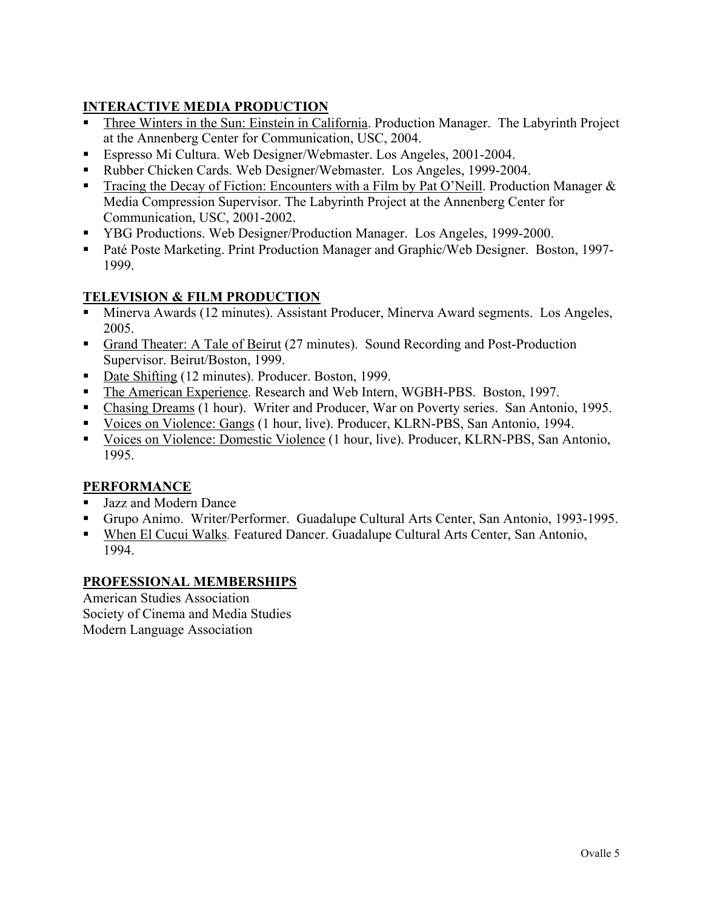## INTERACTIVE MEDIA PRODUCTION

- Three Winters in the Sun: Einstein in California. Production Manager. The Labyrinth Project at the Annenberg Center for Communication, USC, 2004.
- Espresso Mi Cultura. Web Designer/Webmaster. Los Angeles, 2001-2004.
- Rubber Chicken Cards. Web Designer/Webmaster. Los Angeles, 1999-2004.
- Tracing the Decay of Fiction: Encounters with a Film by Pat O'Neill. Production Manager & Media Compression Supervisor. The Labyrinth Project at the Annenberg Center for Communication, USC, 2001-2002.
- YBG Productions. Web Designer/Production Manager. Los Angeles, 1999-2000.
- Paté Poste Marketing. Print Production Manager and Graphic/Web Designer. Boston, 1997-1999.

## TELEVISION & FILM PRODUCTION

- Minerva Awards (12 minutes). Assistant Producer, Minerva Award segments. Los Angeles, 2005.
- Grand Theater: A Tale of Beirut (27 minutes). Sound Recording and Post-Production Supervisor. Beirut/Boston, 1999.
- Date Shifting (12 minutes). Producer. Boston, 1999.
- The American Experience. Research and Web Intern, WGBH-PBS. Boston, 1997.
- Chasing Dreams (1 hour). Writer and Producer, War on Poverty series. San Antonio, 1995.
- Voices on Violence: Gangs (1 hour, live). Producer, KLRN-PBS, San Antonio, 1994.
- Voices on Violence: Domestic Violence (1 hour, live). Producer, KLRN-PBS, San Antonio, 1995.

## PERFORMANCE

- Jazz and Modern Dance
- Grupo Animo. Writer/Performer. Guadalupe Cultural Arts Center, San Antonio, 1993-1995.
- When El Cucui Walks. Featured Dancer. Guadalupe Cultural Arts Center, San Antonio, 1994.

## PROFESSIONAL MEMBERSHIPS

American Studies Association
Society of Cinema and Media Studies
Modern Language Association